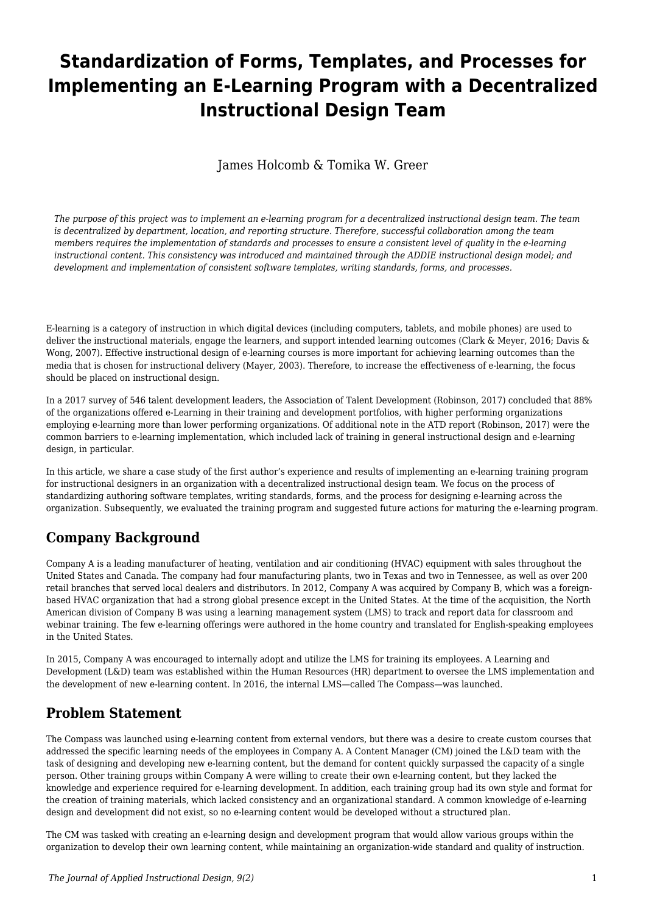# Standardization of Forms, Templates, and Processes for Implementing an E-Learning Program with a Decentralized Instructional Design Team

James Holcomb & Tomika W. Greer

*The purpose of this project was to implement an e-learning program for a decentralized instructional design team. The team is decentralized by department, location, and reporting structure. Therefore, successful collaboration among the team members requires the implementation of standards and processes to ensure a consistent level of quality in the e-learning instructional content. This consistency was introduced and maintained through the ADDIE instructional design model; and development and implementation of consistent software templates, writing standards, forms, and processes.*

E-learning is a category of instruction in which digital devices (including computers, tablets, and mobile phones) are used to deliver the instructional materials, engage the learners, and support intended learning outcomes (Clark & Meyer, 2016; Davis & Wong, 2007). Effective instructional design of e-learning courses is more important for achieving learning outcomes than the media that is chosen for instructional delivery (Mayer, 2003). Therefore, to increase the effectiveness of e-learning, the focus should be placed on instructional design.

In a 2017 survey of 546 talent development leaders, the Association of Talent Development (Robinson, 2017) concluded that 88% of the organizations offered e-Learning in their training and development portfolios, with higher performing organizations employing e-learning more than lower performing organizations. Of additional note in the ATD report (Robinson, 2017) were the common barriers to e-learning implementation, which included lack of training in general instructional design and e-learning design, in particular.

In this article, we share a case study of the first author's experience and results of implementing an e-learning training program for instructional designers in an organization with a decentralized instructional design team. We focus on the process of standardizing authoring software templates, writing standards, forms, and the process for designing e-learning across the organization. Subsequently, we evaluated the training program and suggested future actions for maturing the e-learning program.

## Company Background

Company A is a leading manufacturer of heating, ventilation and air conditioning (HVAC) equipment with sales throughout the United States and Canada. The company had four manufacturing plants, two in Texas and two in Tennessee, as well as over 200 retail branches that served local dealers and distributors. In 2012, Company A was acquired by Company B, which was a foreign-based HVAC organization that had a strong global presence except in the United States. At the time of the acquisition, the North American division of Company B was using a learning management system (LMS) to track and report data for classroom and webinar training. The few e-learning offerings were authored in the home country and translated for English-speaking employees in the United States.

In 2015, Company A was encouraged to internally adopt and utilize the LMS for training its employees. A Learning and Development (L&D) team was established within the Human Resources (HR) department to oversee the LMS implementation and the development of new e-learning content. In 2016, the internal LMS—called The Compass—was launched.

## Problem Statement

The Compass was launched using e-learning content from external vendors, but there was a desire to create custom courses that addressed the specific learning needs of the employees in Company A. A Content Manager (CM) joined the L&D team with the task of designing and developing new e-learning content, but the demand for content quickly surpassed the capacity of a single person. Other training groups within Company A were willing to create their own e-learning content, but they lacked the knowledge and experience required for e-learning development. In addition, each training group had its own style and format for the creation of training materials, which lacked consistency and an organizational standard. A common knowledge of e-learning design and development did not exist, so no e-learning content would be developed without a structured plan.

The CM was tasked with creating an e-learning design and development program that would allow various groups within the organization to develop their own learning content, while maintaining an organization-wide standard and quality of instruction.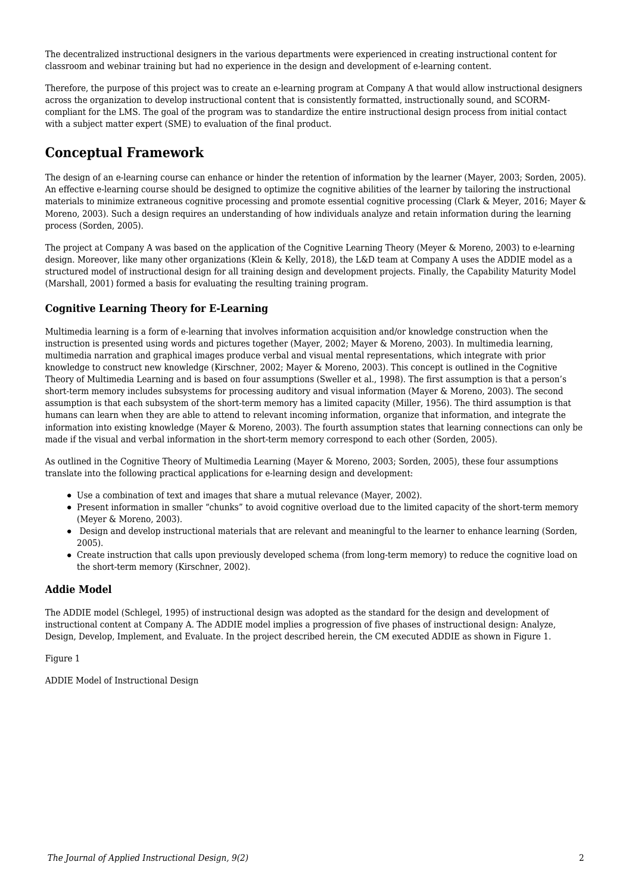The decentralized instructional designers in the various departments were experienced in creating instructional content for classroom and webinar training but had no experience in the design and development of e-learning content.

Therefore, the purpose of this project was to create an e-learning program at Company A that would allow instructional designers across the organization to develop instructional content that is consistently formatted, instructionally sound, and SCORM-compliant for the LMS. The goal of the program was to standardize the entire instructional design process from initial contact with a subject matter expert (SME) to evaluation of the final product.

## Conceptual Framework

The design of an e-learning course can enhance or hinder the retention of information by the learner (Mayer, 2003; Sorden, 2005). An effective e-learning course should be designed to optimize the cognitive abilities of the learner by tailoring the instructional materials to minimize extraneous cognitive processing and promote essential cognitive processing (Clark & Meyer, 2016; Mayer & Moreno, 2003). Such a design requires an understanding of how individuals analyze and retain information during the learning process (Sorden, 2005).

The project at Company A was based on the application of the Cognitive Learning Theory (Meyer & Moreno, 2003) to e-learning design. Moreover, like many other organizations (Klein & Kelly, 2018), the L&D team at Company A uses the ADDIE model as a structured model of instructional design for all training design and development projects. Finally, the Capability Maturity Model (Marshall, 2001) formed a basis for evaluating the resulting training program.

### Cognitive Learning Theory for E-Learning

Multimedia learning is a form of e-learning that involves information acquisition and/or knowledge construction when the instruction is presented using words and pictures together (Mayer, 2002; Mayer & Moreno, 2003). In multimedia learning, multimedia narration and graphical images produce verbal and visual mental representations, which integrate with prior knowledge to construct new knowledge (Kirschner, 2002; Mayer & Moreno, 2003). This concept is outlined in the Cognitive Theory of Multimedia Learning and is based on four assumptions (Sweller et al., 1998). The first assumption is that a person's short-term memory includes subsystems for processing auditory and visual information (Mayer & Moreno, 2003). The second assumption is that each subsystem of the short-term memory has a limited capacity (Miller, 1956). The third assumption is that humans can learn when they are able to attend to relevant incoming information, organize that information, and integrate the information into existing knowledge (Mayer & Moreno, 2003). The fourth assumption states that learning connections can only be made if the visual and verbal information in the short-term memory correspond to each other (Sorden, 2005).

As outlined in the Cognitive Theory of Multimedia Learning (Mayer & Moreno, 2003; Sorden, 2005), these four assumptions translate into the following practical applications for e-learning design and development:

- Use a combination of text and images that share a mutual relevance (Mayer, 2002).
- Present information in smaller "chunks" to avoid cognitive overload due to the limited capacity of the short-term memory (Meyer & Moreno, 2003).
- Design and develop instructional materials that are relevant and meaningful to the learner to enhance learning (Sorden, 2005).
- Create instruction that calls upon previously developed schema (from long-term memory) to reduce the cognitive load on the short-term memory (Kirschner, 2002).

### Addie Model

The ADDIE model (Schlegel, 1995) of instructional design was adopted as the standard for the design and development of instructional content at Company A. The ADDIE model implies a progression of five phases of instructional design: Analyze, Design, Develop, Implement, and Evaluate. In the project described herein, the CM executed ADDIE as shown in Figure 1.

Figure 1

ADDIE Model of Instructional Design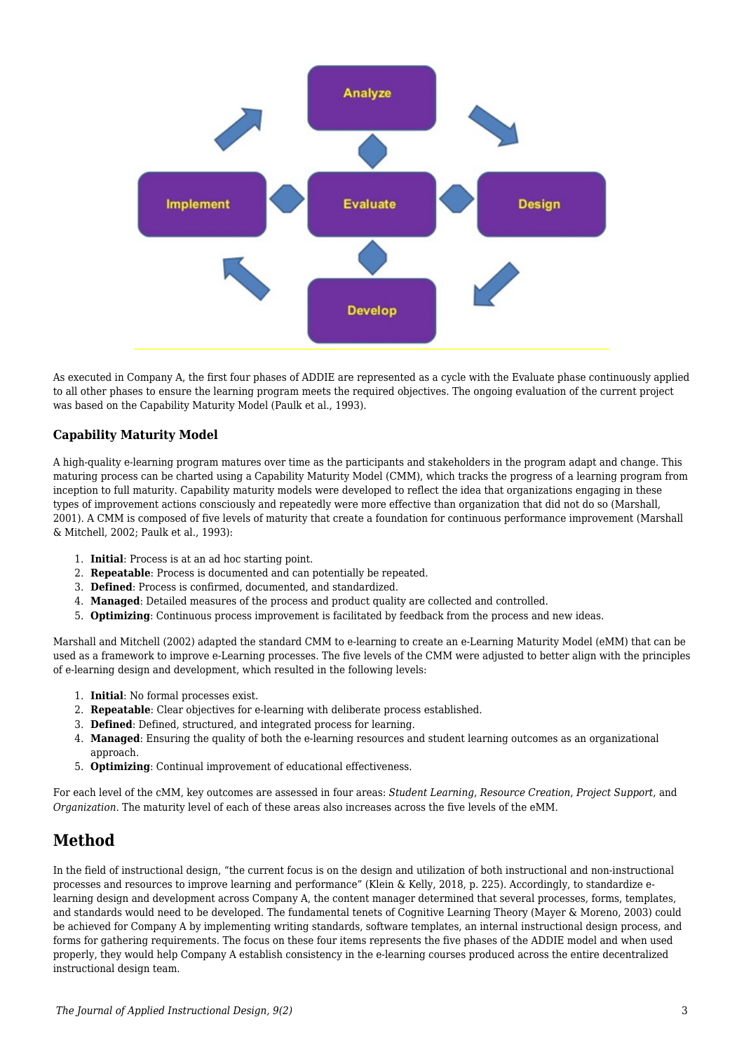As executed in Company A, the first four phases of ADDIE are represented as a cycle with the Evaluate phase continuously applied to all other phases to ensure the learning program meets the required objectives. The ongoing evaluation of the current project was based on the Capability Maturity Model (Paulk et al., 1993).

### Capability Maturity Model

A high-quality e-learning program matures over time as the participants and stakeholders in the program adapt and change. This maturing process can be charted using a Capability Maturity Model (CMM), which tracks the progress of a learning program from inception to full maturity. Capability maturity models were developed to reflect the idea that organizations engaging in these types of improvement actions consciously and repeatedly were more effective than organization that did not do so (Marshall, 2001). A CMM is composed of five levels of maturity that create a foundation for continuous performance improvement (Marshall & Mitchell, 2002; Paulk et al., 1993):

1. **Initial**: Process is at an ad hoc starting point.
2. **Repeatable**: Process is documented and can potentially be repeated.
3. **Defined**: Process is confirmed, documented, and standardized.
4. **Managed**: Detailed measures of the process and product quality are collected and controlled.
5. **Optimizing**: Continuous process improvement is facilitated by feedback from the process and new ideas.

Marshall and Mitchell (2002) adapted the standard CMM to e-learning to create an e-Learning Maturity Model (eMM) that can be used as a framework to improve e-Learning processes. The five levels of the CMM were adjusted to better align with the principles of e-learning design and development, which resulted in the following levels:

1. **Initial**: No formal processes exist.
2. **Repeatable**: Clear objectives for e-learning with deliberate process established.
3. **Defined**: Defined, structured, and integrated process for learning.
4. **Managed**: Ensuring the quality of both the e-learning resources and student learning outcomes as an organizational approach.
5. **Optimizing**: Continual improvement of educational effectiveness.

For each level of the cMM, key outcomes are assessed in four areas: *Student Learning*, *Resource Creation*, *Project Support*, and *Organization*. The maturity level of each of these areas also increases across the five levels of the eMM.

## Method

In the field of instructional design, "the current focus is on the design and utilization of both instructional and non-instructional processes and resources to improve learning and performance" (Klein & Kelly, 2018, p. 225). Accordingly, to standardize e-learning design and development across Company A, the content manager determined that several processes, forms, templates, and standards would need to be developed. The fundamental tenets of Cognitive Learning Theory (Mayer & Moreno, 2003) could be achieved for Company A by implementing writing standards, software templates, an internal instructional design process, and forms for gathering requirements. The focus on these four items represents the five phases of the ADDIE model and when used properly, they would help Company A establish consistency in the e-learning courses produced across the entire decentralized instructional design team.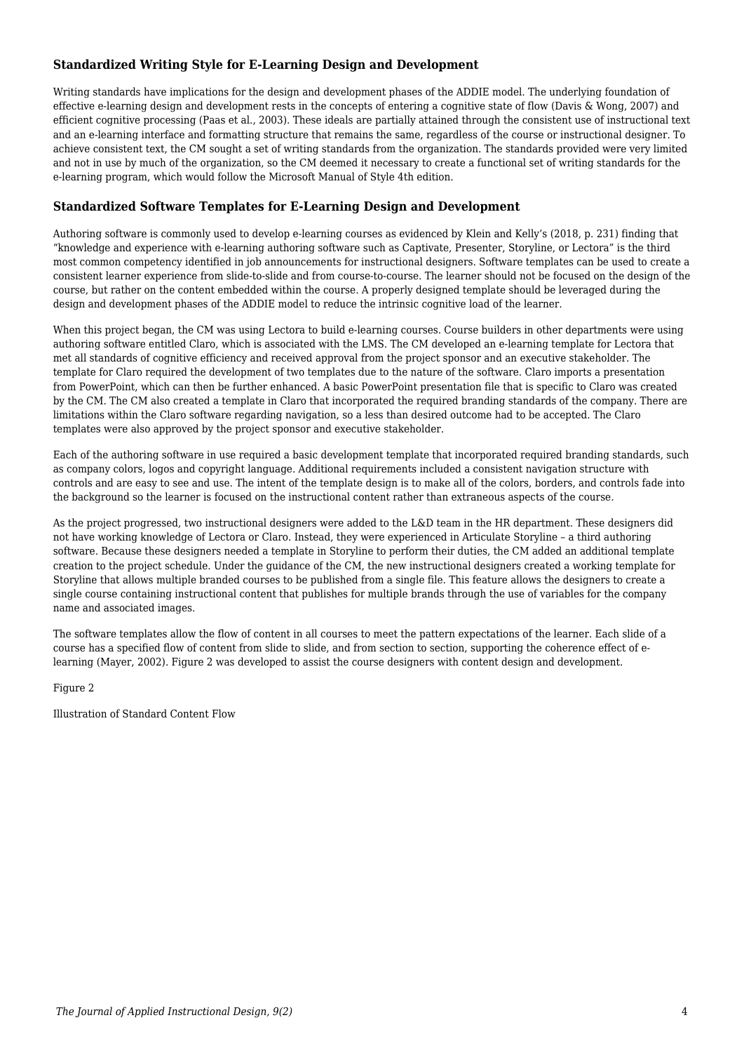### Standardized Writing Style for E-Learning Design and Development

Writing standards have implications for the design and development phases of the ADDIE model. The underlying foundation of effective e-learning design and development rests in the concepts of entering a cognitive state of flow (Davis & Wong, 2007) and efficient cognitive processing (Paas et al., 2003). These ideals are partially attained through the consistent use of instructional text and an e-learning interface and formatting structure that remains the same, regardless of the course or instructional designer. To achieve consistent text, the CM sought a set of writing standards from the organization. The standards provided were very limited and not in use by much of the organization, so the CM deemed it necessary to create a functional set of writing standards for the e-learning program, which would follow the Microsoft Manual of Style 4th edition.

### Standardized Software Templates for E-Learning Design and Development

Authoring software is commonly used to develop e-learning courses as evidenced by Klein and Kelly's (2018, p. 231) finding that "knowledge and experience with e-learning authoring software such as Captivate, Presenter, Storyline, or Lectora" is the third most common competency identified in job announcements for instructional designers. Software templates can be used to create a consistent learner experience from slide-to-slide and from course-to-course. The learner should not be focused on the design of the course, but rather on the content embedded within the course. A properly designed template should be leveraged during the design and development phases of the ADDIE model to reduce the intrinsic cognitive load of the learner.

When this project began, the CM was using Lectora to build e-learning courses. Course builders in other departments were using authoring software entitled Claro, which is associated with the LMS. The CM developed an e-learning template for Lectora that met all standards of cognitive efficiency and received approval from the project sponsor and an executive stakeholder. The template for Claro required the development of two templates due to the nature of the software. Claro imports a presentation from PowerPoint, which can then be further enhanced. A basic PowerPoint presentation file that is specific to Claro was created by the CM. The CM also created a template in Claro that incorporated the required branding standards of the company. There are limitations within the Claro software regarding navigation, so a less than desired outcome had to be accepted. The Claro templates were also approved by the project sponsor and executive stakeholder.

Each of the authoring software in use required a basic development template that incorporated required branding standards, such as company colors, logos and copyright language. Additional requirements included a consistent navigation structure with controls and are easy to see and use. The intent of the template design is to make all of the colors, borders, and controls fade into the background so the learner is focused on the instructional content rather than extraneous aspects of the course.

As the project progressed, two instructional designers were added to the L&D team in the HR department. These designers did not have working knowledge of Lectora or Claro. Instead, they were experienced in Articulate Storyline – a third authoring software. Because these designers needed a template in Storyline to perform their duties, the CM added an additional template creation to the project schedule. Under the guidance of the CM, the new instructional designers created a working template for Storyline that allows multiple branded courses to be published from a single file. This feature allows the designers to create a single course containing instructional content that publishes for multiple brands through the use of variables for the company name and associated images.

The software templates allow the flow of content in all courses to meet the pattern expectations of the learner. Each slide of a course has a specified flow of content from slide to slide, and from section to section, supporting the coherence effect of e-learning (Mayer, 2002). Figure 2 was developed to assist the course designers with content design and development.

Figure 2

Illustration of Standard Content Flow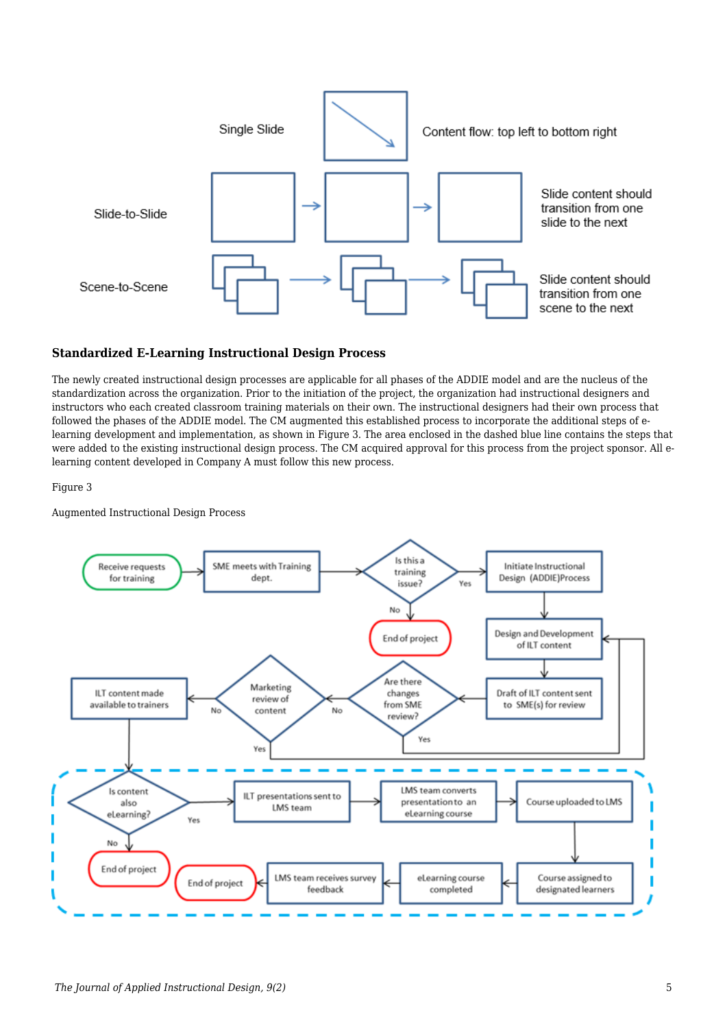Single Slide

Content flow: top left to bottom right

Slide-to-Slide

Slide content should transition from one slide to the next

Scene-to-Scene

Slide content should transition from one scene to the next

### Standardized E-Learning Instructional Design Process

The newly created instructional design processes are applicable for all phases of the ADDIE model and are the nucleus of the standardization across the organization. Prior to the initiation of the project, the organization had instructional designers and instructors who each created classroom training materials on their own. The instructional designers had their own process that followed the phases of the ADDIE model. The CM augmented this established process to incorporate the additional steps of e-learning development and implementation, as shown in Figure 3. The area enclosed in the dashed blue line contains the steps that were added to the existing instructional design process. The CM acquired approval for this process from the project sponsor. All e-learning content developed in Company A must follow this new process.

Figure 3

Augmented Instructional Design Process

Receive requests for training → SME meets with Training dept. → Is this a training issue? (No → End of project; Yes → Initiate Instructional Design (ADDIE)Process) → Design and Development of ILT content → Draft of ILT content sent to SME(s) for review → Are there changes from SME review? (Yes → Design and Development of ILT content; No → Marketing review of content) → Marketing review of content (Yes → Design and Development of ILT content; No → ILT content made available to trainers) → Is content also eLearning? (No → End of project; Yes → ILT presentations sent to LMS team) → LMS team converts presentation to an eLearning course → Course uploaded to LMS → Course assigned to designated learners → eLearning course completed → LMS team receives survey feedback → End of project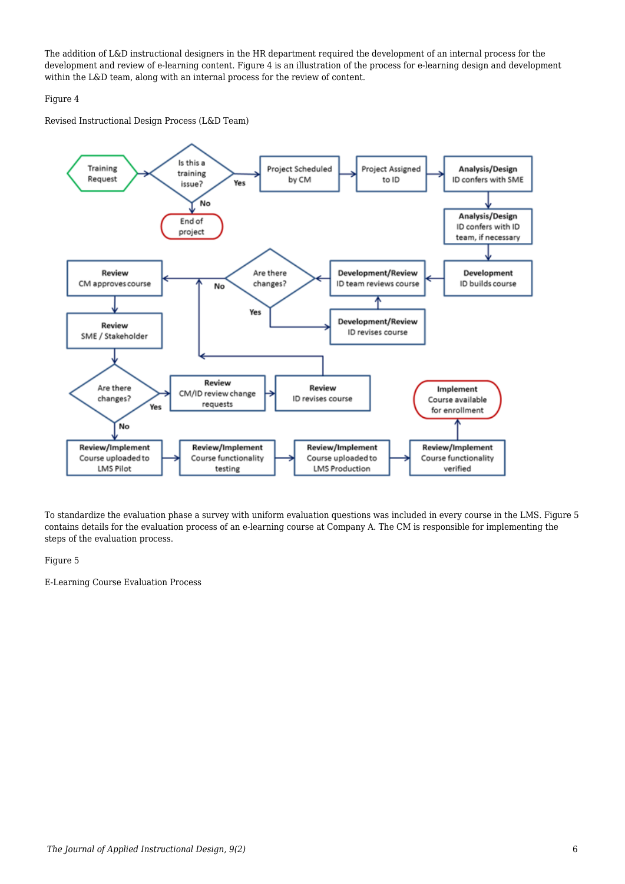The addition of L&D instructional designers in the HR department required the development of an internal process for the development and review of e-learning content. Figure 4 is an illustration of the process for e-learning design and development within the L&D team, along with an internal process for the review of content.

Figure 4

Revised Instructional Design Process (L&D Team)

To standardize the evaluation phase a survey with uniform evaluation questions was included in every course in the LMS. Figure 5 contains details for the evaluation process of an e-learning course at Company A. The CM is responsible for implementing the steps of the evaluation process.

Figure 5

E-Learning Course Evaluation Process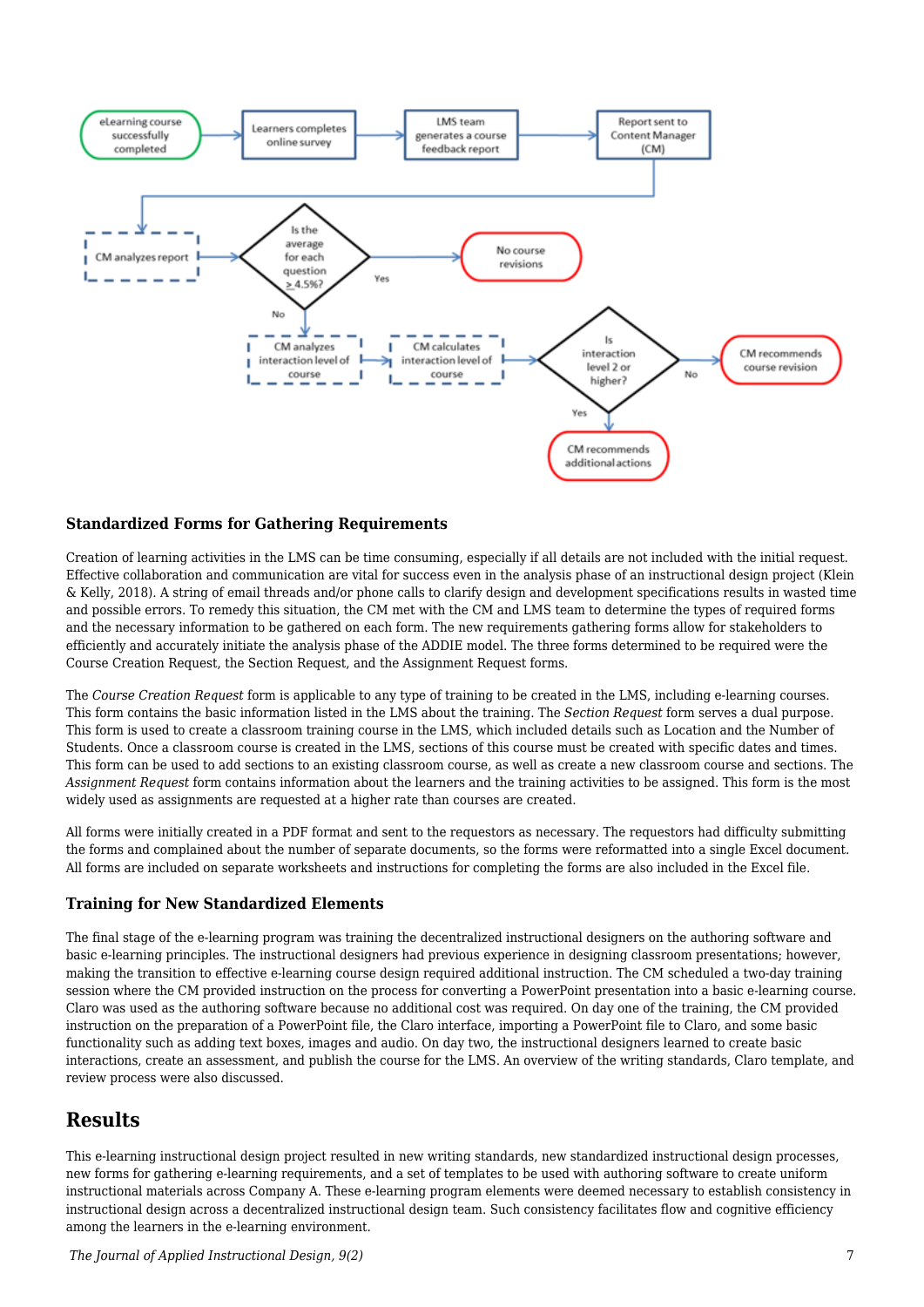### Standardized Forms for Gathering Requirements

Creation of learning activities in the LMS can be time consuming, especially if all details are not included with the initial request. Effective collaboration and communication are vital for success even in the analysis phase of an instructional design project (Klein & Kelly, 2018). A string of email threads and/or phone calls to clarify design and development specifications results in wasted time and possible errors. To remedy this situation, the CM met with the CM and LMS team to determine the types of required forms and the necessary information to be gathered on each form. The new requirements gathering forms allow for stakeholders to efficiently and accurately initiate the analysis phase of the ADDIE model. The three forms determined to be required were the Course Creation Request, the Section Request, and the Assignment Request forms.

The *Course Creation Request* form is applicable to any type of training to be created in the LMS, including e-learning courses. This form contains the basic information listed in the LMS about the training. The *Section Request* form serves a dual purpose. This form is used to create a classroom training course in the LMS, which included details such as Location and the Number of Students. Once a classroom course is created in the LMS, sections of this course must be created with specific dates and times. This form can be used to add sections to an existing classroom course, as well as create a new classroom course and sections. The *Assignment Request* form contains information about the learners and the training activities to be assigned. This form is the most widely used as assignments are requested at a higher rate than courses are created.

All forms were initially created in a PDF format and sent to the requestors as necessary. The requestors had difficulty submitting the forms and complained about the number of separate documents, so the forms were reformatted into a single Excel document. All forms are included on separate worksheets and instructions for completing the forms are also included in the Excel file.

### Training for New Standardized Elements

The final stage of the e-learning program was training the decentralized instructional designers on the authoring software and basic e-learning principles. The instructional designers had previous experience in designing classroom presentations; however, making the transition to effective e-learning course design required additional instruction. The CM scheduled a two-day training session where the CM provided instruction on the process for converting a PowerPoint presentation into a basic e-learning course. Claro was used as the authoring software because no additional cost was required. On day one of the training, the CM provided instruction on the preparation of a PowerPoint file, the Claro interface, importing a PowerPoint file to Claro, and some basic functionality such as adding text boxes, images and audio. On day two, the instructional designers learned to create basic interactions, create an assessment, and publish the course for the LMS. An overview of the writing standards, Claro template, and review process were also discussed.

## Results

This e-learning instructional design project resulted in new writing standards, new standardized instructional design processes, new forms for gathering e-learning requirements, and a set of templates to be used with authoring software to create uniform instructional materials across Company A. These e-learning program elements were deemed necessary to establish consistency in instructional design across a decentralized instructional design team. Such consistency facilitates flow and cognitive efficiency among the learners in the e-learning environment.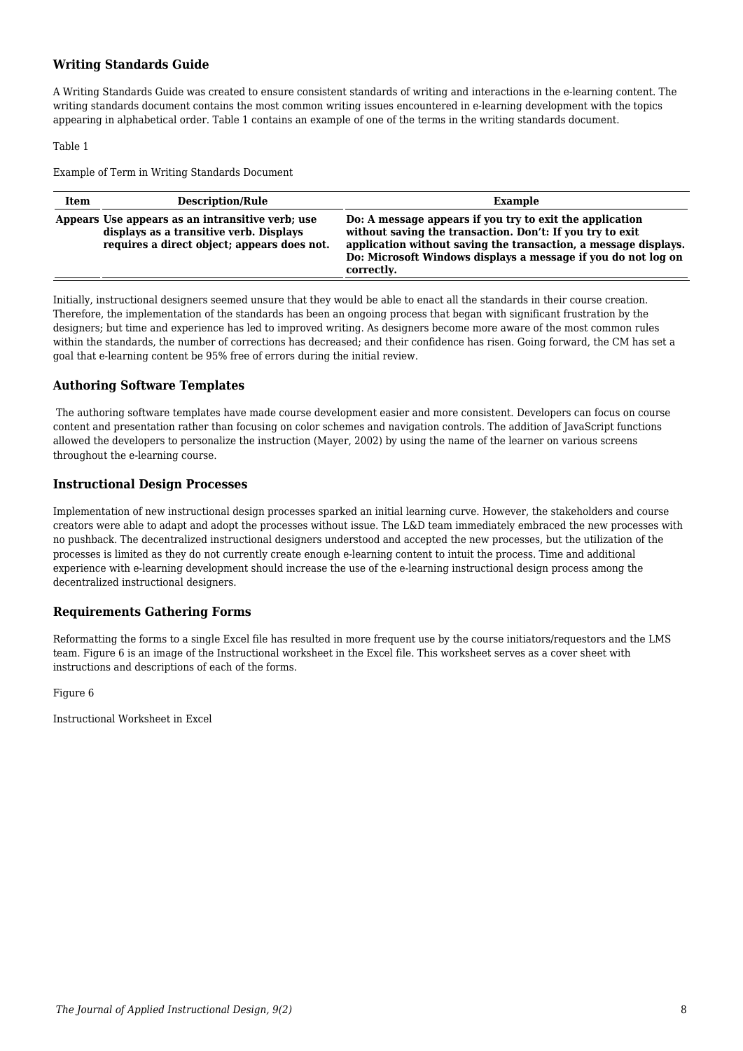### Writing Standards Guide

A Writing Standards Guide was created to ensure consistent standards of writing and interactions in the e-learning content. The writing standards document contains the most common writing issues encountered in e-learning development with the topics appearing in alphabetical order. Table 1 contains an example of one of the terms in the writing standards document.

Table 1

Example of Term in Writing Standards Document

| Item | Description/Rule | Example |
|---|---|---|
| **Appears** | **Use appears as an intransitive verb; use displays as a transitive verb. Displays requires a direct object; appears does not.** | **Do: A message appears if you try to exit the application without saving the transaction. Don't: If you try to exit application without saving the transaction, a message displays. Do: Microsoft Windows displays a message if you do not log on correctly.** |

Initially, instructional designers seemed unsure that they would be able to enact all the standards in their course creation. Therefore, the implementation of the standards has been an ongoing process that began with significant frustration by the designers; but time and experience has led to improved writing. As designers become more aware of the most common rules within the standards, the number of corrections has decreased; and their confidence has risen. Going forward, the CM has set a goal that e-learning content be 95% free of errors during the initial review.

### Authoring Software Templates

The authoring software templates have made course development easier and more consistent. Developers can focus on course content and presentation rather than focusing on color schemes and navigation controls. The addition of JavaScript functions allowed the developers to personalize the instruction (Mayer, 2002) by using the name of the learner on various screens throughout the e-learning course.

### Instructional Design Processes

Implementation of new instructional design processes sparked an initial learning curve. However, the stakeholders and course creators were able to adapt and adopt the processes without issue. The L&D team immediately embraced the new processes with no pushback. The decentralized instructional designers understood and accepted the new processes, but the utilization of the processes is limited as they do not currently create enough e-learning content to intuit the process. Time and additional experience with e-learning development should increase the use of the e-learning instructional design process among the decentralized instructional designers.

### Requirements Gathering Forms

Reformatting the forms to a single Excel file has resulted in more frequent use by the course initiators/requestors and the LMS team. Figure 6 is an image of the Instructional worksheet in the Excel file. This worksheet serves as a cover sheet with instructions and descriptions of each of the forms.

Figure 6

Instructional Worksheet in Excel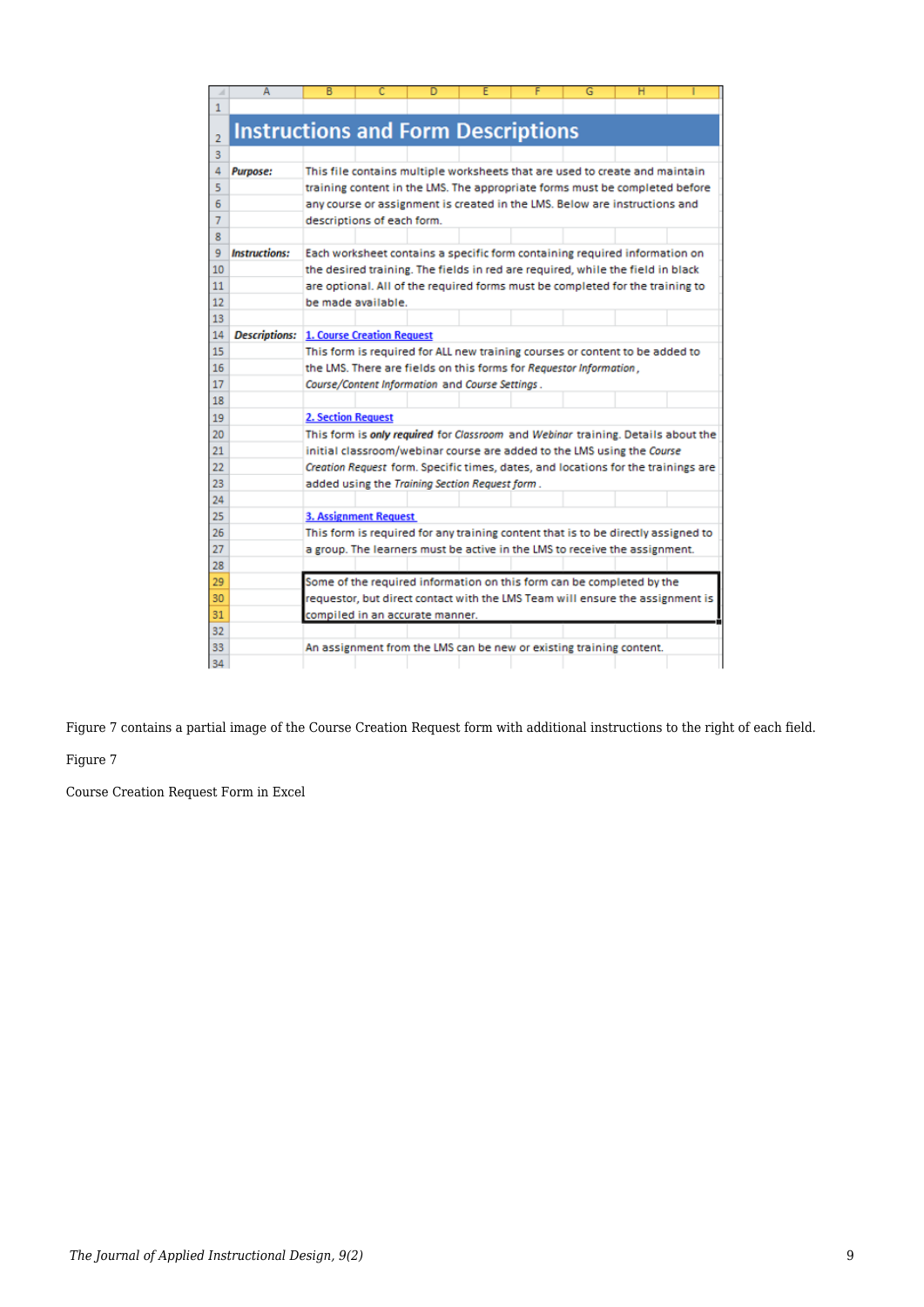| | A | B | C | D | E | F | G | H | I |
|---|---|---|---|---|---|---|---|---|---|
| 1 | | | | | | | | | |
| 2 | Instructions and Form Descriptions | | | | | | | | |
| 3 | | | | | | | | | |
| 4 | *Purpose:* | This file contains multiple worksheets that are used to create and maintain | | | | | | | |
| 5 | | training content in the LMS. The appropriate forms must be completed before | | | | | | | |
| 6 | | any course or assignment is created in the LMS. Below are instructions and | | | | | | | |
| 7 | | descriptions of each form. | | | | | | | |
| 8 | | | | | | | | | |
| 9 | *Instructions:* | Each worksheet contains a specific form containing required information on | | | | | | | |
| 10 | | the desired training. The fields in red are required, while the field in black | | | | | | | |
| 11 | | are optional. All of the required forms must be completed for the training to | | | | | | | |
| 12 | | be made available. | | | | | | | |
| 13 | | | | | | | | | |
| 14 | *Descriptions:* | 1. Course Creation Request | | | | | | | |
| 15 | | This form is required for ALL new training courses or content to be added to | | | | | | | |
| 16 | | the LMS. There are fields on this forms for *Requestor Information*, | | | | | | | |
| 17 | | *Course/Content Information* and *Course Settings*. | | | | | | | |
| 18 | | | | | | | | | |
| 19 | | 2. Section Request | | | | | | | |
| 20 | | This form is ***only required*** for *Classroom* and *Webinar* training. Details about the | | | | | | | |
| 21 | | initial classroom/webinar course are added to the LMS using the *Course* | | | | | | | |
| 22 | | *Creation Request* form. Specific times, dates, and locations for the trainings are | | | | | | | |
| 23 | | added using the *Training Section Request form*. | | | | | | | |
| 24 | | | | | | | | | |
| 25 | | 3. Assignment Request | | | | | | | |
| 26 | | This form is required for any training content that is to be directly assigned to | | | | | | | |
| 27 | | a group. The learners must be active in the LMS to receive the assignment. | | | | | | | |
| 28 | | | | | | | | | |
| 29 | | Some of the required information on this form can be completed by the | | | | | | | |
| 30 | | requestor, but direct contact with the LMS Team will ensure the assignment is | | | | | | | |
| 31 | | compiled in an accurate manner. | | | | | | | |
| 32 | | | | | | | | | |
| 33 | | An assignment from the LMS can be new or existing training content. | | | | | | | |
| 34 | | | | | | | | | |

Figure 7 contains a partial image of the Course Creation Request form with additional instructions to the right of each field.

Figure 7

Course Creation Request Form in Excel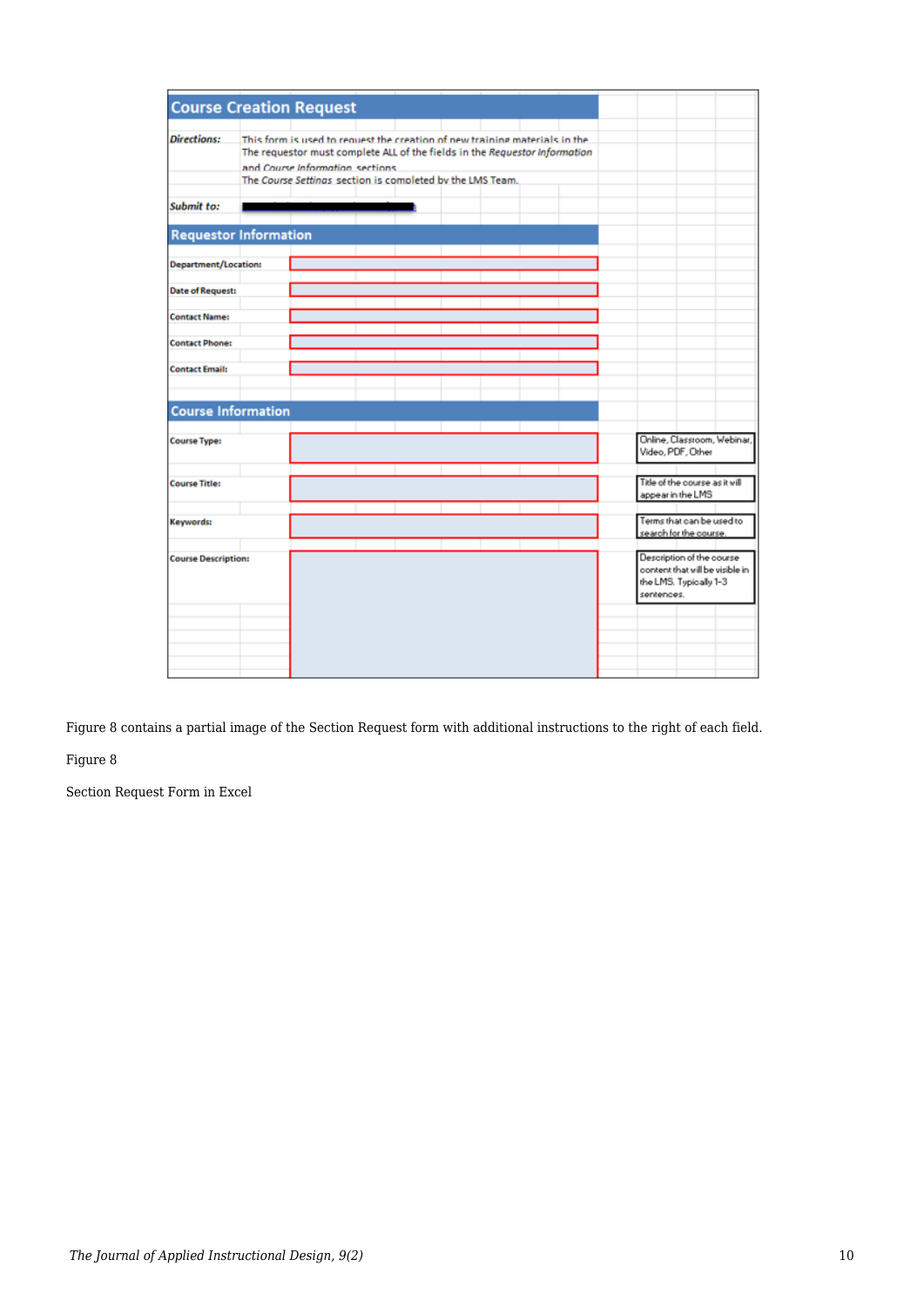Figure 8 contains a partial image of the Section Request form with additional instructions to the right of each field.

Figure 8

Section Request Form in Excel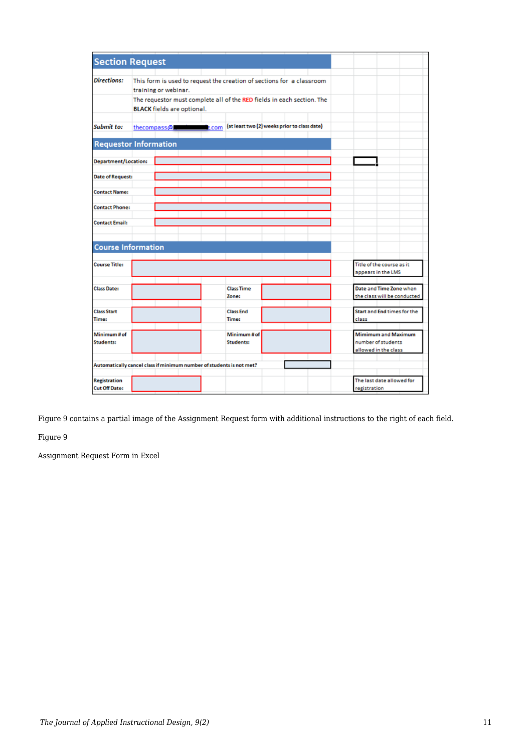## Section Request

*Directions:* This form is used to request the creation of sections for a classroom training or webinar.
The requestor must complete all of the **RED** fields in each section. The **BLACK** fields are optional.

*Submit to:* thecompass@■■■■■■■.com (at least two (2) weeks prior to class date)

### Requestor Information

| | |
|---|---|
| Department/Location: | |
| Date of Request: | |
| Contact Name: | |
| Contact Phone: | |
| Contact Email: | |

### Course Information

| Field | | Field | | Instructions |
|---|---|---|---|---|
| Course Title: | | | | Title of the course as it appears in the LMS |
| Class Date: | | Class Time Zone: | | Date and Time Zone when the class will be conducted |
| Class Start Time: | | Class End Time: | | Start and End times for the class |
| Minimum # of Students: | | Minimum # of Students: | | Mimimum and Maximum number of students allowed in the class |
| Automatically cancel class if minimum number of students is not met? | | | | |
| Registration Cut Off Date: | | | | The last date allowed for registration |

Figure 9 contains a partial image of the Assignment Request form with additional instructions to the right of each field.

Figure 9

Assignment Request Form in Excel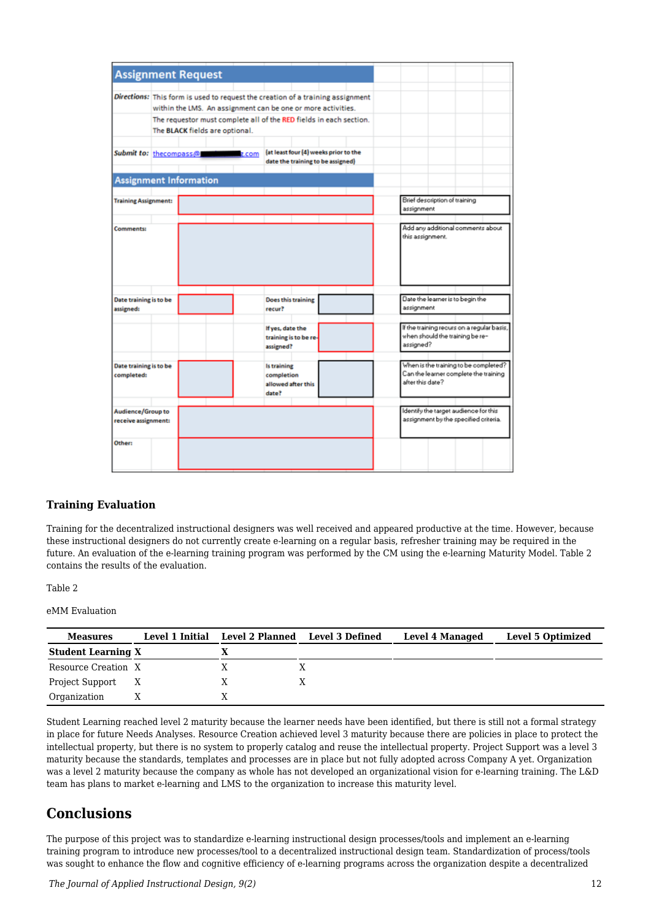**Assignment Request**

*Directions:* This form is used to request the creation of a training assignment within the LMS. An assignment can be one or more activities.
The requestor must complete all of the RED fields in each section.
The BLACK fields are optional.

*Submit to:* thecompass@[redacted].com (at least four (4) weeks prior to the date the training to be assigned)

**Assignment Information**

| Field | Description |
|---|---|
| Training Assignment: | Brief description of training assignment |
| Comments: | Add any additional comments about this assignment. |
| Date training is to be assigned: | Date the learner is to begin the assignment |
| Does this training recur? | |
| If yes, date the training is to be re-assigned? | If the training recurs on a regular basis, when should the training be re-assigned? |
| Date training is to be completed: | |
| Is training completion allowed after this date? | When is the training to be completed? Can the learner complete the training after this date? |
| Audience/Group to receive assignment: | Identify the target audience for this assignment by the specified criteria. |
| Other: | |

### Training Evaluation

Training for the decentralized instructional designers was well received and appeared productive at the time. However, because these instructional designers do not currently create e-learning on a regular basis, refresher training may be required in the future. An evaluation of the e-learning training program was performed by the CM using the e-learning Maturity Model. Table 2 contains the results of the evaluation.

Table 2

eMM Evaluation

| Measures | Level 1 Initial | Level 2 Planned | Level 3 Defined | Level 4 Managed | Level 5 Optimized |
|---|---|---|---|---|---|
| **Student Learning** | **X** | **X** | | | |
| Resource Creation | X | X | X | | |
| Project Support | X | X | X | | |
| Organization | X | X | | | |

Student Learning reached level 2 maturity because the learner needs have been identified, but there is still not a formal strategy in place for future Needs Analyses. Resource Creation achieved level 3 maturity because there are policies in place to protect the intellectual property, but there is no system to properly catalog and reuse the intellectual property. Project Support was a level 3 maturity because the standards, templates and processes are in place but not fully adopted across Company A yet. Organization was a level 2 maturity because the company as whole has not developed an organizational vision for e-learning training. The L&D team has plans to market e-learning and LMS to the organization to increase this maturity level.

## Conclusions

The purpose of this project was to standardize e-learning instructional design processes/tools and implement an e-learning training program to introduce new processes/tool to a decentralized instructional design team. Standardization of process/tools was sought to enhance the flow and cognitive efficiency of e-learning programs across the organization despite a decentralized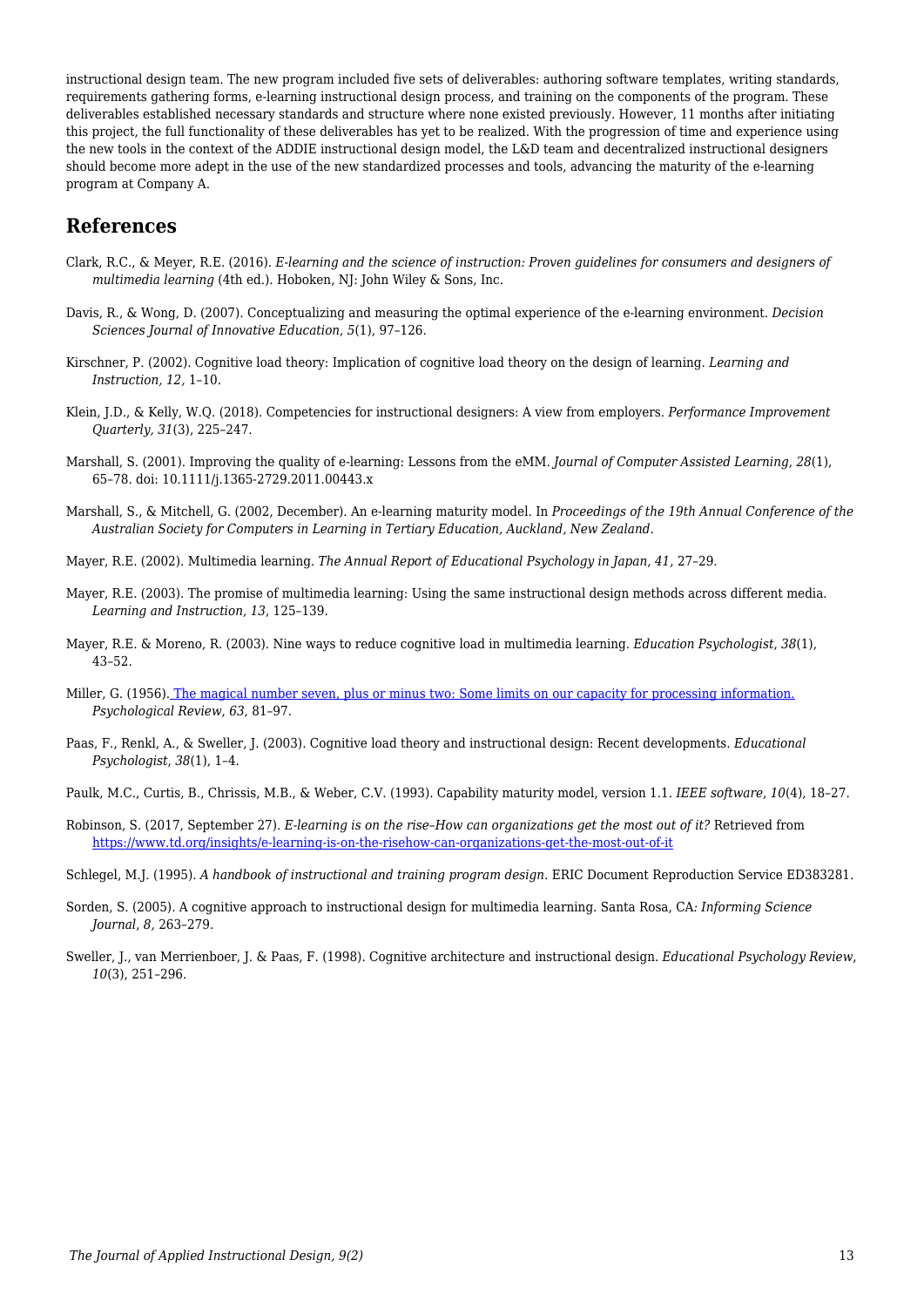instructional design team. The new program included five sets of deliverables: authoring software templates, writing standards, requirements gathering forms, e-learning instructional design process, and training on the components of the program. These deliverables established necessary standards and structure where none existed previously. However, 11 months after initiating this project, the full functionality of these deliverables has yet to be realized. With the progression of time and experience using the new tools in the context of the ADDIE instructional design model, the L&D team and decentralized instructional designers should become more adept in the use of the new standardized processes and tools, advancing the maturity of the e-learning program at Company A.

## References

Clark, R.C., & Meyer, R.E. (2016). *E-learning and the science of instruction: Proven guidelines for consumers and designers of multimedia learning* (4th ed.). Hoboken, NJ: John Wiley & Sons, Inc.

Davis, R., & Wong, D. (2007). Conceptualizing and measuring the optimal experience of the e-learning environment. *Decision Sciences Journal of Innovative Education*, *5*(1), 97–126.

Kirschner, P. (2002). Cognitive load theory: Implication of cognitive load theory on the design of learning. *Learning and Instruction, 12,* 1–10.

Klein, J.D., & Kelly, W.Q. (2018). Competencies for instructional designers: A view from employers. *Performance Improvement Quarterly, 31*(3), 225–247.

Marshall, S. (2001). Improving the quality of e-learning: Lessons from the eMM. *Journal of Computer Assisted Learning, 28*(1), 65–78. doi: 10.1111/j.1365-2729.2011.00443.x

Marshall, S., & Mitchell, G. (2002, December). An e-learning maturity model. In *Proceedings of the 19th Annual Conference of the Australian Society for Computers in Learning in Tertiary Education, Auckland, New Zealand*.

Mayer, R.E. (2002). Multimedia learning. *The Annual Report of Educational Psychology in Japan*, *41*, 27–29.

Mayer, R.E. (2003). The promise of multimedia learning: Using the same instructional design methods across different media. *Learning and Instruction*, *13*, 125–139.

Mayer, R.E. & Moreno, R. (2003). Nine ways to reduce cognitive load in multimedia learning. *Education Psychologist*, *38*(1), 43–52.

Miller, G. (1956). The magical number seven, plus or minus two: Some limits on our capacity for processing information. *Psychological Review*, *63*, 81–97.

Paas, F., Renkl, A., & Sweller, J. (2003). Cognitive load theory and instructional design: Recent developments. *Educational Psychologist*, *38*(1), 1–4.

Paulk, M.C., Curtis, B., Chrissis, M.B., & Weber, C.V. (1993). Capability maturity model, version 1.1. *IEEE software*, *10*(4), 18–27.

Robinson, S. (2017, September 27). *E-learning is on the rise–How can organizations get the most out of it?* Retrieved from https://www.td.org/insights/e-learning-is-on-the-risehow-can-organizations-get-the-most-out-of-it

Schlegel, M.J. (1995). *A handbook of instructional and training program design*. ERIC Document Reproduction Service ED383281.

Sorden, S. (2005). A cognitive approach to instructional design for multimedia learning. Santa Rosa, CA*: Informing Science Journal*, *8,* 263–279.

Sweller, J., van Merrienboer, J. & Paas, F. (1998). Cognitive architecture and instructional design. *Educational Psychology Review*, *10*(3), 251–296.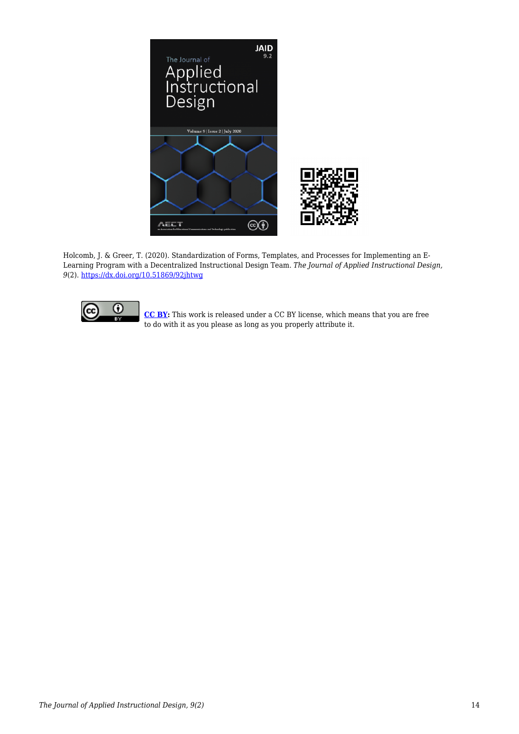Holcomb, J. & Greer, T. (2020). Standardization of Forms, Templates, and Processes for Implementing an E-Learning Program with a Decentralized Instructional Design Team. *The Journal of Applied Instructional Design, 9*(2). https://dx.doi.org/10.51869/92jhtwg

**CC BY:** This work is released under a CC BY license, which means that you are free to do with it as you please as long as you properly attribute it.